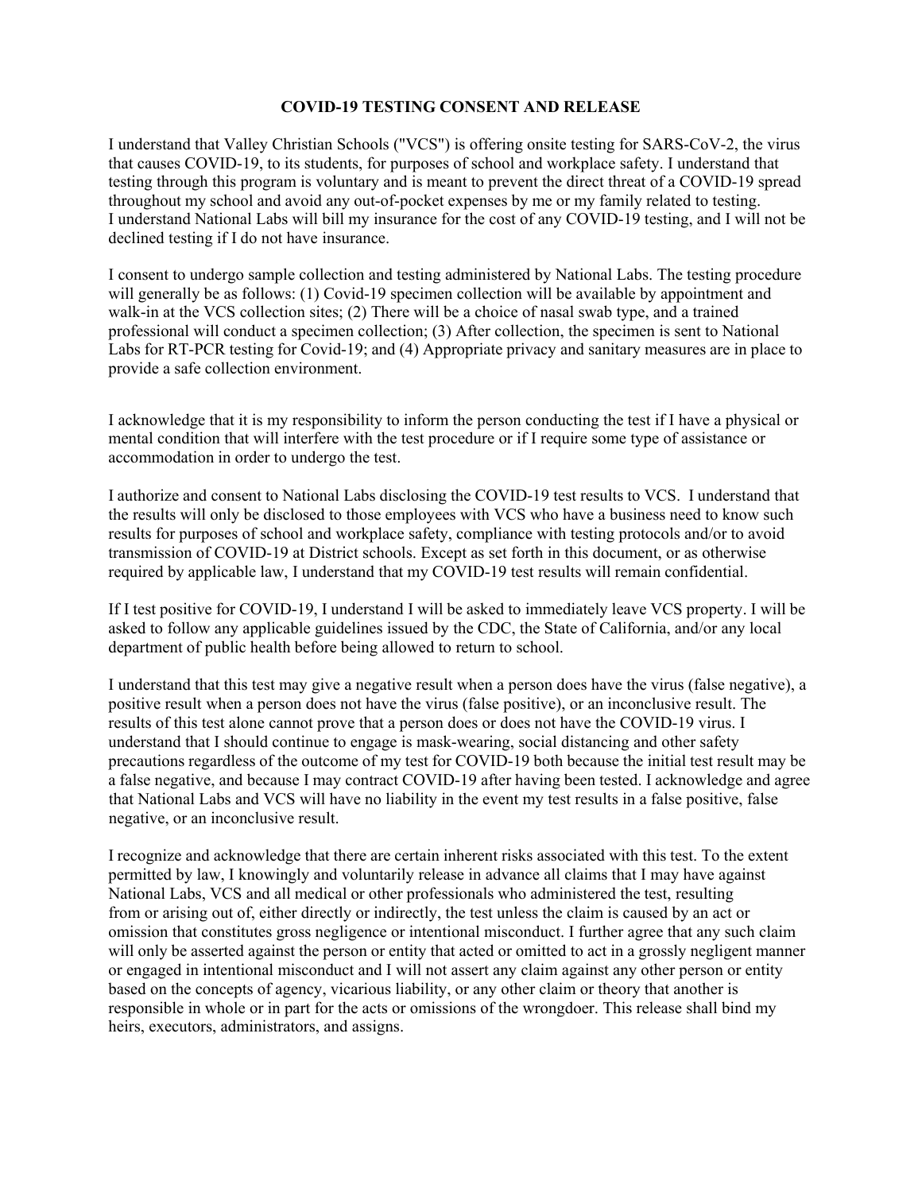# COVID-19 TESTING CONSENT AND RELEASE

I understand that Valley Christian Schools ("VCS") is offering onsite testing for SARS-CoV-2, the virus that causes COVID-19, to its students, for purposes of school and workplace safety. I understand that testing through this program is voluntary and is meant to prevent the direct threat of a COVID-19 spread throughout my school and avoid any out-of-pocket expenses by me or my family related to testing. I understand National Labs will bill my insurance for the cost of any COVID-19 testing, and I will not be declined testing if I do not have insurance.

I consent to undergo sample collection and testing administered by National Labs. The testing procedure will generally be as follows: (1) Covid-19 specimen collection will be available by appointment and walk-in at the VCS collection sites; (2) There will be a choice of nasal swab type, and a trained professional will conduct a specimen collection; (3) After collection, the specimen is sent to National Labs for RT-PCR testing for Covid-19; and (4) Appropriate privacy and sanitary measures are in place to provide a safe collection environment.

I acknowledge that it is my responsibility to inform the person conducting the test if I have a physical or mental condition that will interfere with the test procedure or if I require some type of assistance or accommodation in order to undergo the test.

I authorize and consent to National Labs disclosing the COVID-19 test results to VCS. I understand that the results will only be disclosed to those employees with VCS who have a business need to know such results for purposes of school and workplace safety, compliance with testing protocols and/or to avoid transmission of COVID-19 at District schools. Except as set forth in this document, or as otherwise required by applicable law, I understand that my COVID-19 test results will remain confidential.

If I test positive for COVID-19, I understand I will be asked to immediately leave VCS property. I will be asked to follow any applicable guidelines issued by the CDC, the State of California, and/or any local department of public health before being allowed to return to school.

I understand that this test may give a negative result when a person does have the virus (false negative), a positive result when a person does not have the virus (false positive), or an inconclusive result. The results of this test alone cannot prove that a person does or does not have the COVID-19 virus. I understand that I should continue to engage is mask-wearing, social distancing and other safety precautions regardless of the outcome of my test for COVID-19 both because the initial test result may be a false negative, and because I may contract COVID-19 after having been tested. I acknowledge and agree that National Labs and VCS will have no liability in the event my test results in a false positive, false negative, or an inconclusive result.

I recognize and acknowledge that there are certain inherent risks associated with this test. To the extent permitted by law, I knowingly and voluntarily release in advance all claims that I may have against National Labs, VCS and all medical or other professionals who administered the test, resulting from or arising out of, either directly or indirectly, the test unless the claim is caused by an act or omission that constitutes gross negligence or intentional misconduct. I further agree that any such claim will only be asserted against the person or entity that acted or omitted to act in a grossly negligent manner or engaged in intentional misconduct and I will not assert any claim against any other person or entity based on the concepts of agency, vicarious liability, or any other claim or theory that another is responsible in whole or in part for the acts or omissions of the wrongdoer. This release shall bind my heirs, executors, administrators, and assigns.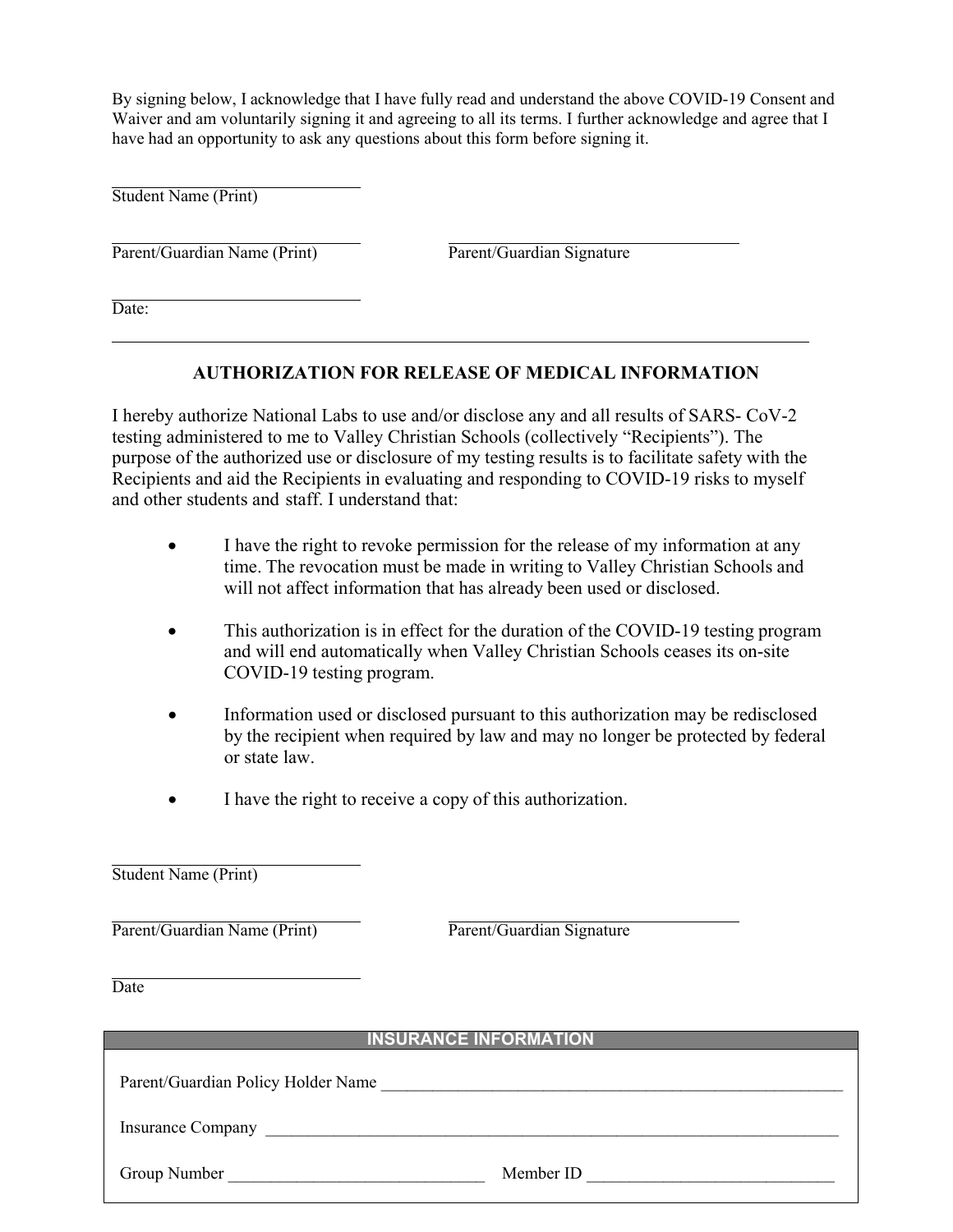By signing below, I acknowledge that I have fully read and understand the above COVID-19 Consent and Waiver and am voluntarily signing it and agreeing to all its terms. I further acknowledge and agree that I have had an opportunity to ask any questions about this form before signing it.

______________________________
Student Name (Print)

______________________________ ______________________________
Parent/Guardian Name (Print) Parent/Guardian Signature

______________________________
Date:

---

## AUTHORIZATION FOR RELEASE OF MEDICAL INFORMATION

I hereby authorize National Labs to use and/or disclose any and all results of SARS- CoV-2 testing administered to me to Valley Christian Schools (collectively "Recipients"). The purpose of the authorized use or disclosure of my testing results is to facilitate safety with the Recipients and aid the Recipients in evaluating and responding to COVID-19 risks to myself and other students and staff. I understand that:

- I have the right to revoke permission for the release of my information at any time. The revocation must be made in writing to Valley Christian Schools and will not affect information that has already been used or disclosed.
- This authorization is in effect for the duration of the COVID-19 testing program and will end automatically when Valley Christian Schools ceases its on-site COVID-19 testing program.
- Information used or disclosed pursuant to this authorization may be redisclosed by the recipient when required by law and may no longer be protected by federal or state law.
- I have the right to receive a copy of this authorization.

______________________________
Student Name (Print)

______________________________ ______________________________
Parent/Guardian Name (Print) Parent/Guardian Signature

______________________________
Date

| INSURANCE INFORMATION | |
| --- | --- |
| Parent/Guardian Policy Holder Name ________________________________________ | |
| Insurance Company ________________________________________ | |
| Group Number ______________________________ | Member ID ______________________________ |